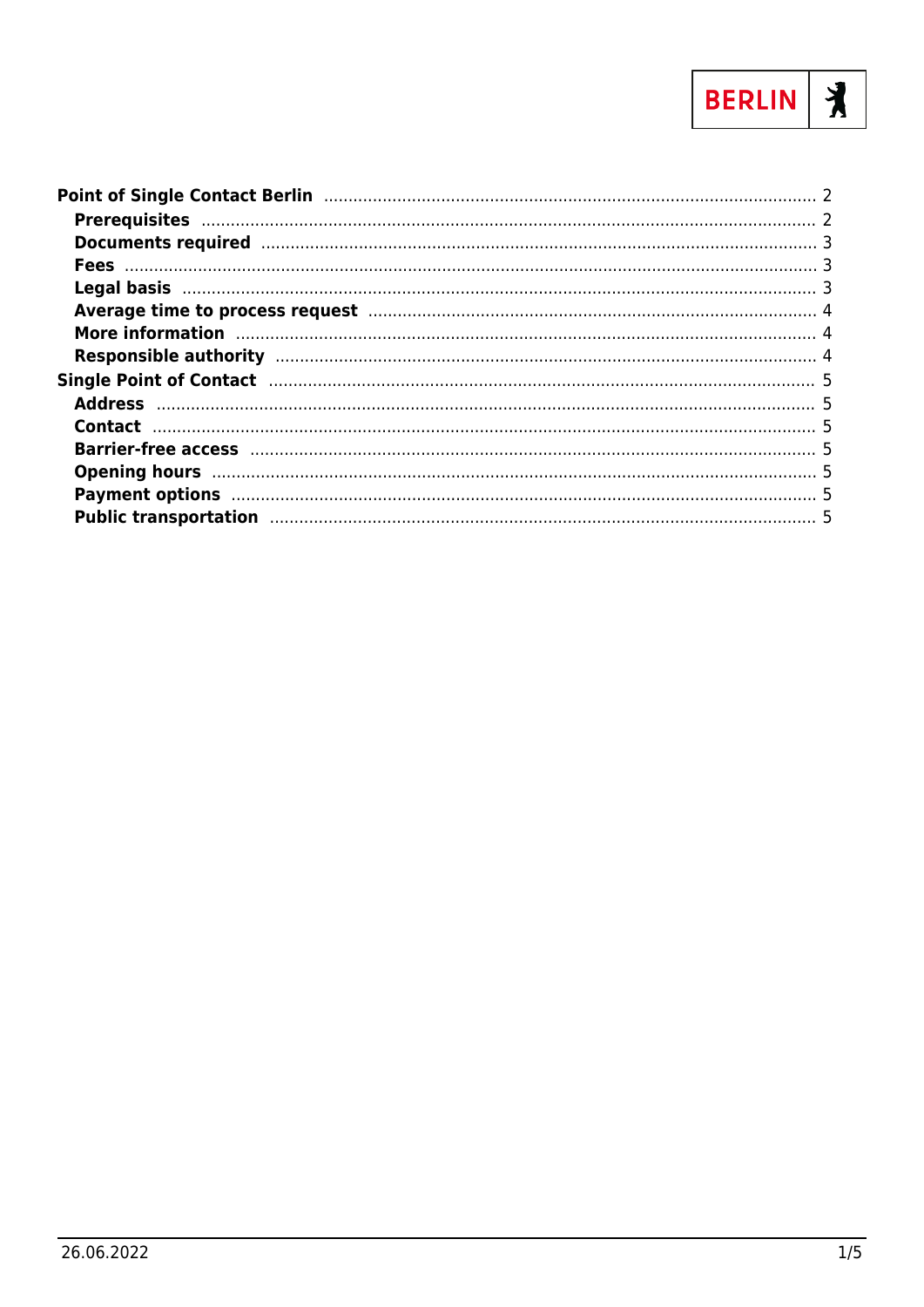BERLIN

- **Point of Single Contact Berlin** ... 2
  - **Prerequisites** ... 2
  - **Documents required** ... 3
  - **Fees** ... 3
  - **Legal basis** ... 3
  - **Average time to process request** ... 4
  - **More information** ... 4
  - **Responsible authority** ... 4
- **Single Point of Contact** ... 5
  - **Address** ... 5
  - **Contact** ... 5
  - **Barrier-free access** ... 5
  - **Opening hours** ... 5
  - **Payment options** ... 5
  - **Public transportation** ... 5

26.06.2022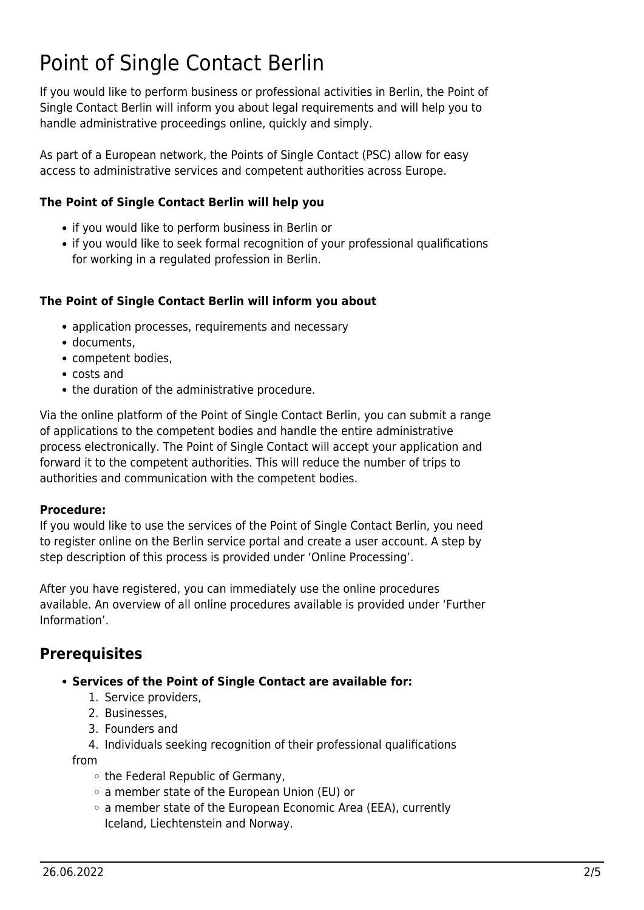# Point of Single Contact Berlin

If you would like to perform business or professional activities in Berlin, the Point of Single Contact Berlin will inform you about legal requirements and will help you to handle administrative proceedings online, quickly and simply.

As part of a European network, the Points of Single Contact (PSC) allow for easy access to administrative services and competent authorities across Europe.

**The Point of Single Contact Berlin will help you**

- if you would like to perform business in Berlin or
- if you would like to seek formal recognition of your professional qualifications for working in a regulated profession in Berlin.

**The Point of Single Contact Berlin will inform you about**

- application processes, requirements and necessary
- documents,
- competent bodies,
- costs and
- the duration of the administrative procedure.

Via the online platform of the Point of Single Contact Berlin, you can submit a range of applications to the competent bodies and handle the entire administrative process electronically. The Point of Single Contact will accept your application and forward it to the competent authorities. This will reduce the number of trips to authorities and communication with the competent bodies.

**Procedure:**
If you would like to use the services of the Point of Single Contact Berlin, you need to register online on the Berlin service portal and create a user account. A step by step description of this process is provided under 'Online Processing'.

After you have registered, you can immediately use the online procedures available. An overview of all online procedures available is provided under 'Further Information'.

## Prerequisites

- **Services of the Point of Single Contact are available for:**
  1. Service providers,
  2. Businesses,
  3. Founders and
  4. Individuals seeking recognition of their professional qualifications

  from
  - the Federal Republic of Germany,
  - a member state of the European Union (EU) or
  - a member state of the European Economic Area (EEA), currently Iceland, Liechtenstein and Norway.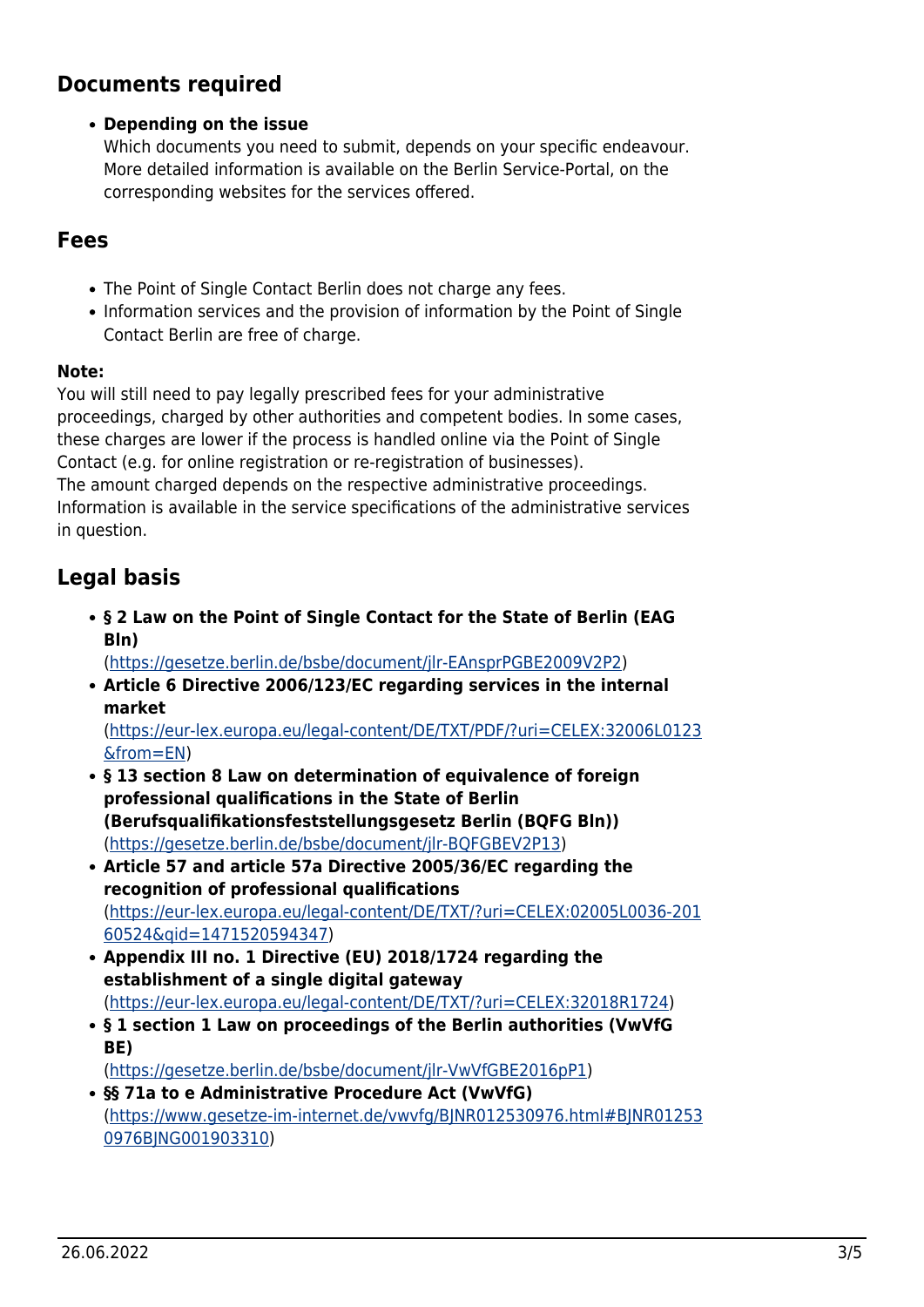## Documents required

- **Depending on the issue**
  Which documents you need to submit, depends on your specific endeavour. More detailed information is available on the Berlin Service-Portal, on the corresponding websites for the services offered.

## Fees

- The Point of Single Contact Berlin does not charge any fees.
- Information services and the provision of information by the Point of Single Contact Berlin are free of charge.

**Note:**
You will still need to pay legally prescribed fees for your administrative proceedings, charged by other authorities and competent bodies. In some cases, these charges are lower if the process is handled online via the Point of Single Contact (e.g. for online registration or re-registration of businesses).
The amount charged depends on the respective administrative proceedings. Information is available in the service specifications of the administrative services in question.

## Legal basis

- **§ 2 Law on the Point of Single Contact for the State of Berlin (EAG Bln)**
  (https://gesetze.berlin.de/bsbe/document/jlr-EAnsprPGBE2009V2P2)
- **Article 6 Directive 2006/123/EC regarding services in the internal market**
  (https://eur-lex.europa.eu/legal-content/DE/TXT/PDF/?uri=CELEX:32006L0123&from=EN)
- **§ 13 section 8 Law on determination of equivalence of foreign professional qualifications in the State of Berlin (Berufsqualifikationsfeststellungsgesetz Berlin (BQFG Bln))**
  (https://gesetze.berlin.de/bsbe/document/jlr-BQFGBEV2P13)
- **Article 57 and article 57a Directive 2005/36/EC regarding the recognition of professional qualifications**
  (https://eur-lex.europa.eu/legal-content/DE/TXT/?uri=CELEX:02005L0036-20160524&qid=1471520594347)
- **Appendix III no. 1 Directive (EU) 2018/1724 regarding the establishment of a single digital gateway**
  (https://eur-lex.europa.eu/legal-content/DE/TXT/?uri=CELEX:32018R1724)
- **§ 1 section 1 Law on proceedings of the Berlin authorities (VwVfG BE)**
  (https://gesetze.berlin.de/bsbe/document/jlr-VwVfGBE2016pP1)
- **§§ 71a to e Administrative Procedure Act (VwVfG)**
  (https://www.gesetze-im-internet.de/vwvfg/BJNR012530976.html#BJNR012530976BJNG001903310)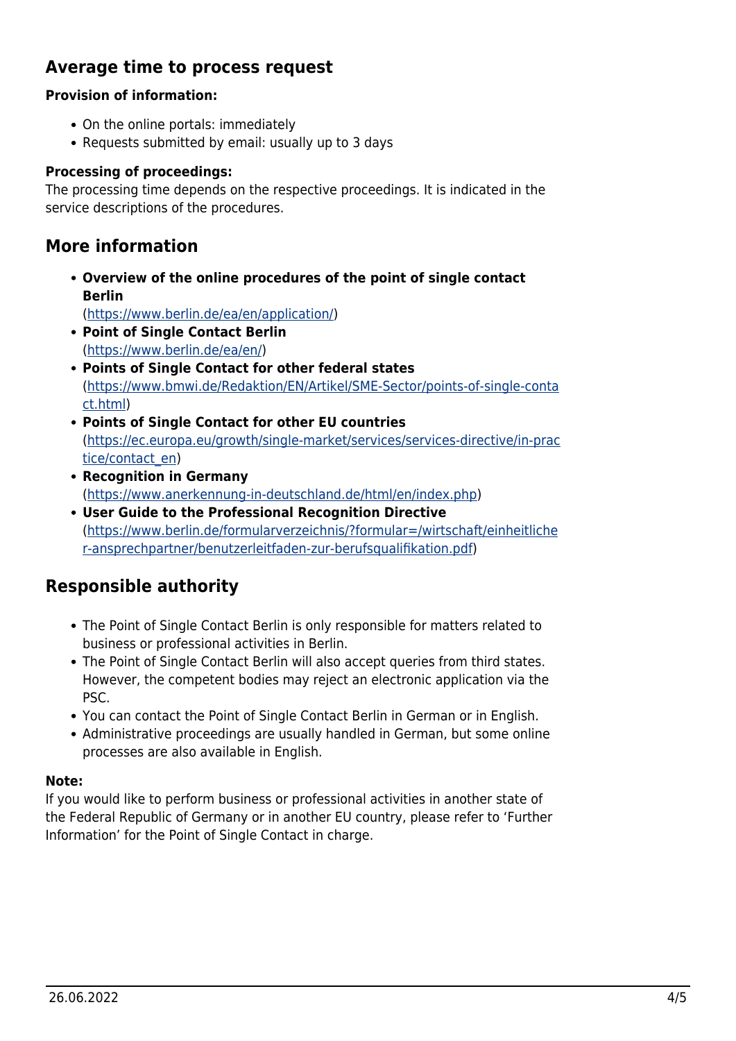## Average time to process request

**Provision of information:**

- On the online portals: immediately
- Requests submitted by email: usually up to 3 days

**Processing of proceedings:**
The processing time depends on the respective proceedings. It is indicated in the service descriptions of the procedures.

## More information

- **Overview of the online procedures of the point of single contact Berlin** (https://www.berlin.de/ea/en/application/)
- **Point of Single Contact Berlin** (https://www.berlin.de/ea/en/)
- **Points of Single Contact for other federal states** (https://www.bmwi.de/Redaktion/EN/Artikel/SME-Sector/points-of-single-contact.html)
- **Points of Single Contact for other EU countries** (https://ec.europa.eu/growth/single-market/services/services-directive/in-practice/contact_en)
- **Recognition in Germany** (https://www.anerkennung-in-deutschland.de/html/en/index.php)
- **User Guide to the Professional Recognition Directive** (https://www.berlin.de/formularverzeichnis/?formular=/wirtschaft/einheitlicher-ansprechpartner/benutzerleitfaden-zur-berufsqualifikation.pdf)

## Responsible authority

- The Point of Single Contact Berlin is only responsible for matters related to business or professional activities in Berlin.
- The Point of Single Contact Berlin will also accept queries from third states. However, the competent bodies may reject an electronic application via the PSC.
- You can contact the Point of Single Contact Berlin in German or in English.
- Administrative proceedings are usually handled in German, but some online processes are also available in English.

**Note:**
If you would like to perform business or professional activities in another state of the Federal Republic of Germany or in another EU country, please refer to 'Further Information' for the Point of Single Contact in charge.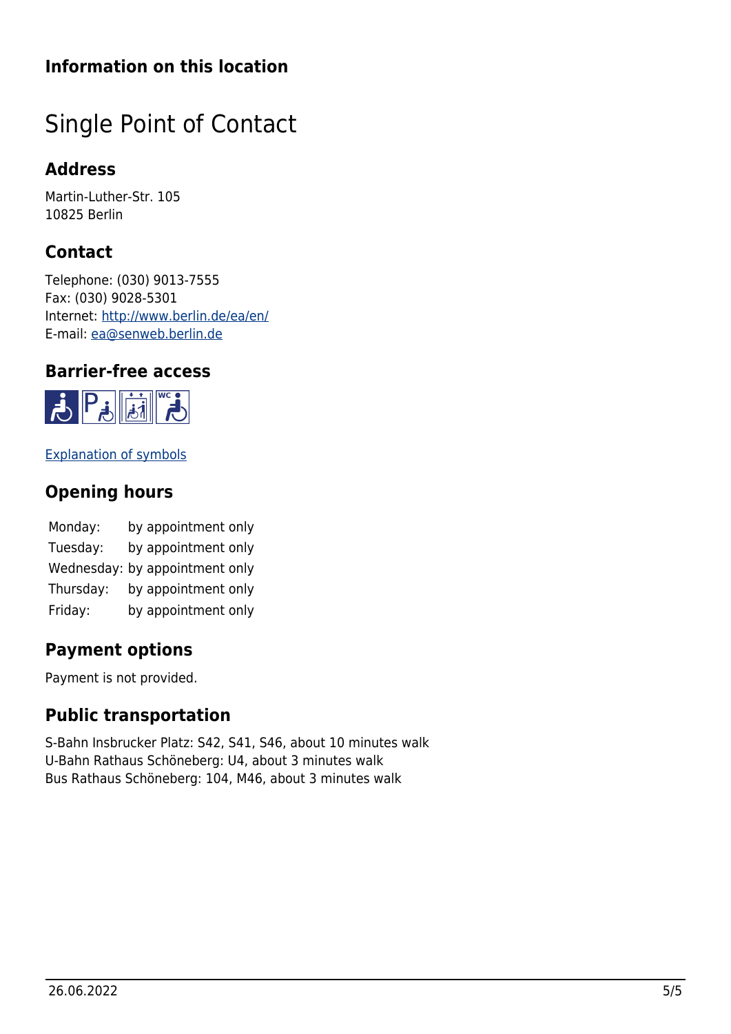### Information on this location

# Single Point of Contact

### Address

Martin-Luther-Str. 105
10825 Berlin

### Contact

Telephone: (030) 9013-7555
Fax: (030) 9028-5301
Internet: [http://www.berlin.de/ea/en/](http://www.berlin.de/ea/en/)
E-mail: [ea@senweb.berlin.de](mailto:ea@senweb.berlin.de)

### Barrier-free access

[Explanation of symbols]

### Opening hours

| | |
|---|---|
| Monday: | by appointment only |
| Tuesday: | by appointment only |
| Wednesday: | by appointment only |
| Thursday: | by appointment only |
| Friday: | by appointment only |

### Payment options

Payment is not provided.

### Public transportation

S-Bahn Insbrucker Platz: S42, S41, S46, about 10 minutes walk
U-Bahn Rathaus Schöneberg: U4, about 3 minutes walk
Bus Rathaus Schöneberg: 104, M46, about 3 minutes walk